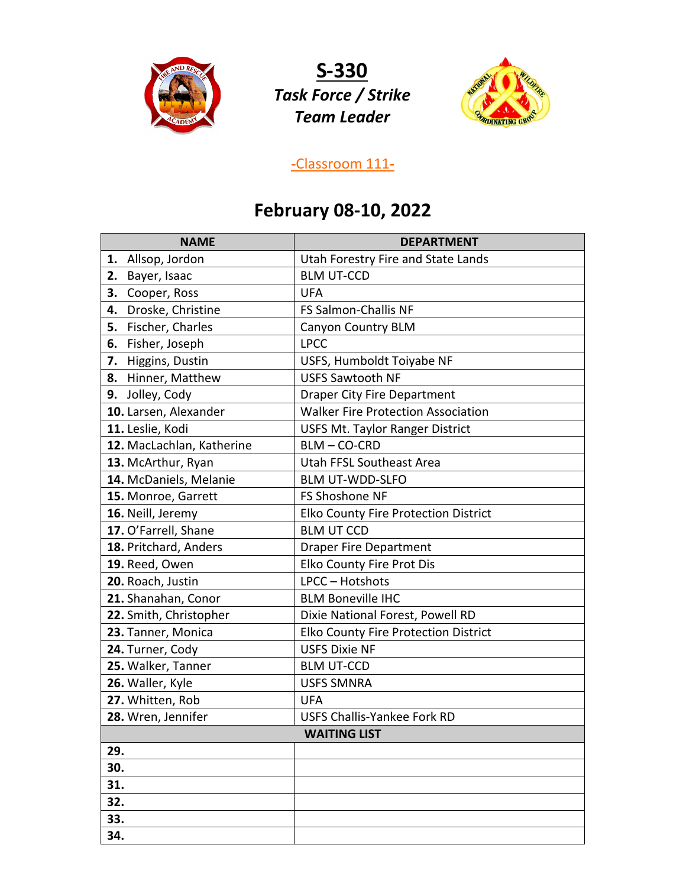# S-330

## *Task Force / Strike Team Leader*

-Classroom 111-

## February 08-10, 2022

| NAME | DEPARTMENT |
|---|---|
| **1.** Allsop, Jordon | Utah Forestry Fire and State Lands |
| **2.** Bayer, Isaac | BLM UT-CCD |
| **3.** Cooper, Ross | UFA |
| **4.** Droske, Christine | FS Salmon-Challis NF |
| **5.** Fischer, Charles | Canyon Country BLM |
| **6.** Fisher, Joseph | LPCC |
| **7.** Higgins, Dustin | USFS, Humboldt Toiyabe NF |
| **8.** Hinner, Matthew | USFS Sawtooth NF |
| **9.** Jolley, Cody | Draper City Fire Department |
| **10.** Larsen, Alexander | Walker Fire Protection Association |
| **11.** Leslie, Kodi | USFS Mt. Taylor Ranger District |
| **12.** MacLachlan, Katherine | BLM – CO-CRD |
| **13.** McArthur, Ryan | Utah FFSL Southeast Area |
| **14.** McDaniels, Melanie | BLM UT-WDD-SLFO |
| **15.** Monroe, Garrett | FS Shoshone NF |
| **16.** Neill, Jeremy | Elko County Fire Protection District |
| **17.** O'Farrell, Shane | BLM UT CCD |
| **18.** Pritchard, Anders | Draper Fire Department |
| **19.** Reed, Owen | Elko County Fire Prot Dis |
| **20.** Roach, Justin | LPCC – Hotshots |
| **21.** Shanahan, Conor | BLM Boneville IHC |
| **22.** Smith, Christopher | Dixie National Forest, Powell RD |
| **23.** Tanner, Monica | Elko County Fire Protection District |
| **24.** Turner, Cody | USFS Dixie NF |
| **25.** Walker, Tanner | BLM UT-CCD |
| **26.** Waller, Kyle | USFS SMNRA |
| **27.** Whitten, Rob | UFA |
| **28.** Wren, Jennifer | USFS Challis-Yankee Fork RD |
| **WAITING LIST** | |
| **29.** | |
| **30.** | |
| **31.** | |
| **32.** | |
| **33.** | |
| **34.** | |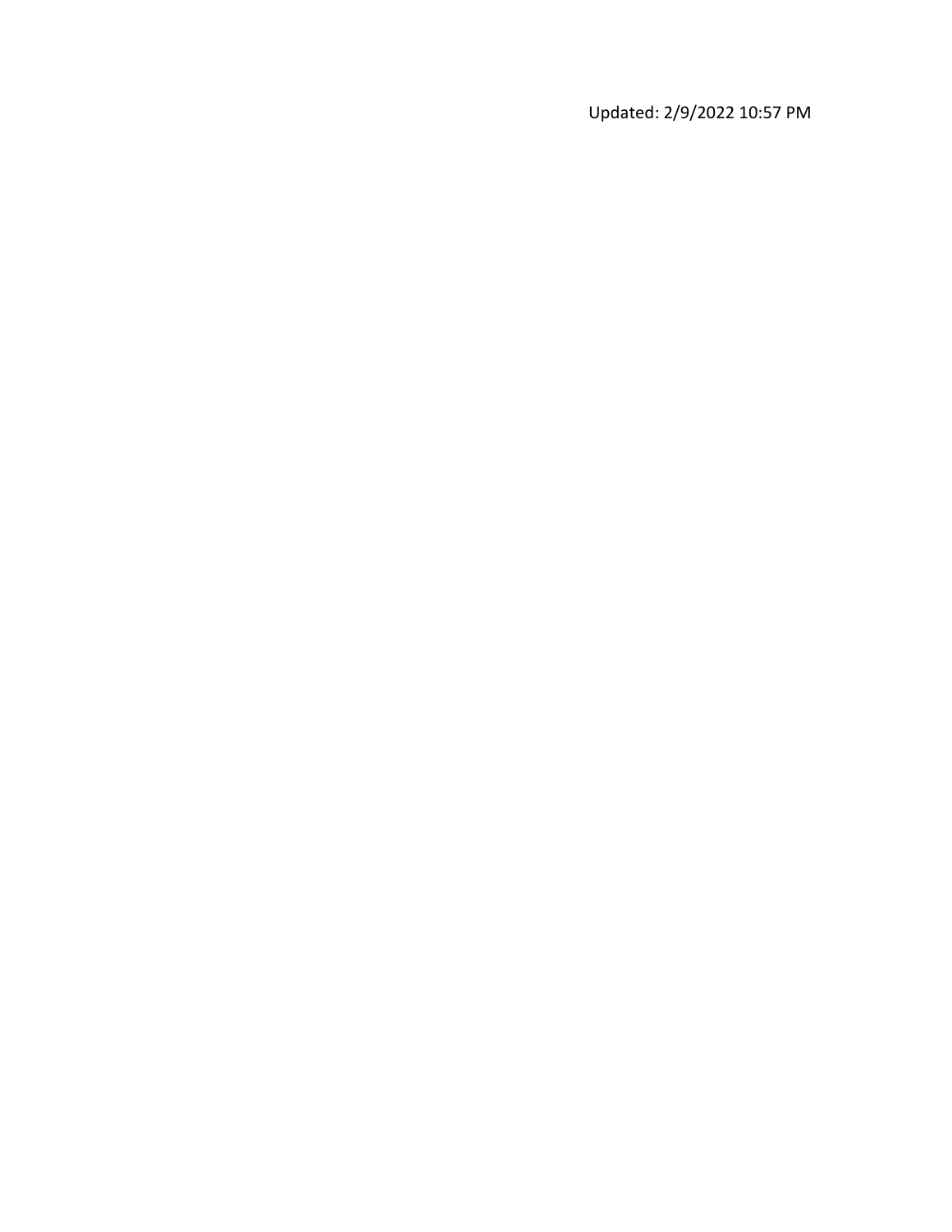Updated: 2/9/2022 10:57 PM